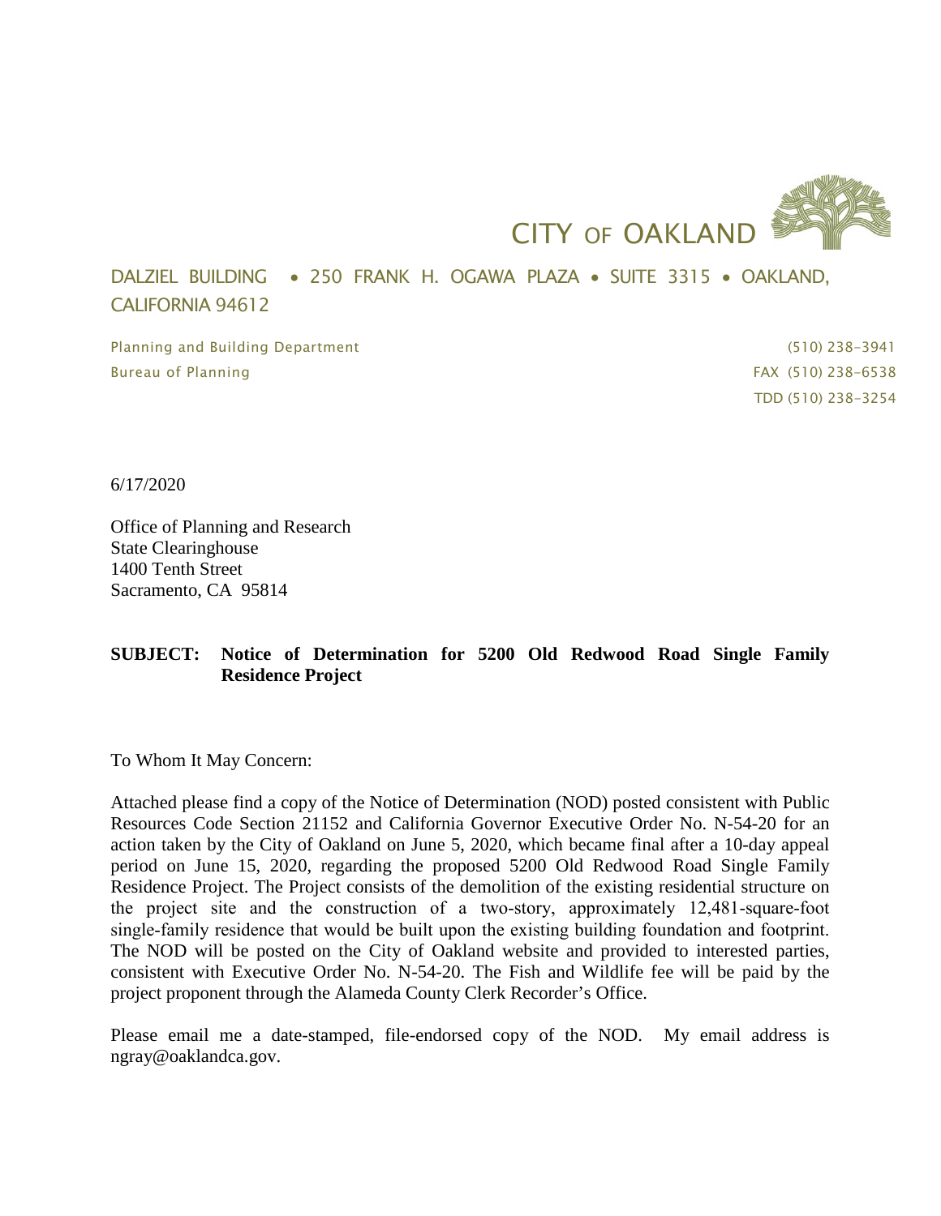CITY OF OAKLAND

DALZIEL BUILDING • 250 FRANK H. OGAWA PLAZA • SUITE 3315 • OAKLAND, CALIFORNIA 94612

Planning and Building Department (510) 238-3941
Bureau of Planning FAX (510) 238-6538
TDD (510) 238-3254

6/17/2020

Office of Planning and Research
State Clearinghouse
1400 Tenth Street
Sacramento, CA 95814

**SUBJECT: Notice of Determination for 5200 Old Redwood Road Single Family Residence Project**

To Whom It May Concern:

Attached please find a copy of the Notice of Determination (NOD) posted consistent with Public Resources Code Section 21152 and California Governor Executive Order No. N-54-20 for an action taken by the City of Oakland on June 5, 2020, which became final after a 10-day appeal period on June 15, 2020, regarding the proposed 5200 Old Redwood Road Single Family Residence Project. The Project consists of the demolition of the existing residential structure on the project site and the construction of a two-story, approximately 12,481-square-foot single-family residence that would be built upon the existing building foundation and footprint. The NOD will be posted on the City of Oakland website and provided to interested parties, consistent with Executive Order No. N-54-20. The Fish and Wildlife fee will be paid by the project proponent through the Alameda County Clerk Recorder's Office.

Please email me a date-stamped, file-endorsed copy of the NOD. My email address is ngray@oaklandca.gov.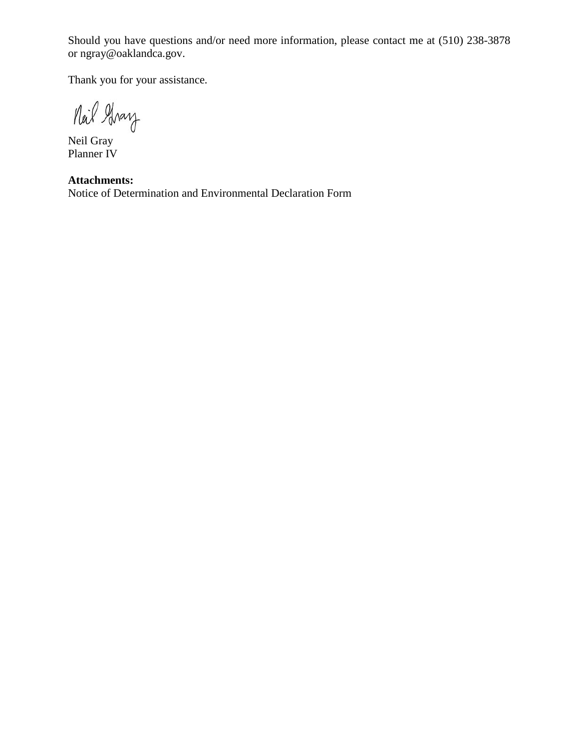Should you have questions and/or need more information, please contact me at (510) 238-3878 or ngray@oaklandca.gov.

Thank you for your assistance.

Neil Gray
Planner IV

**Attachments:**
Notice of Determination and Environmental Declaration Form